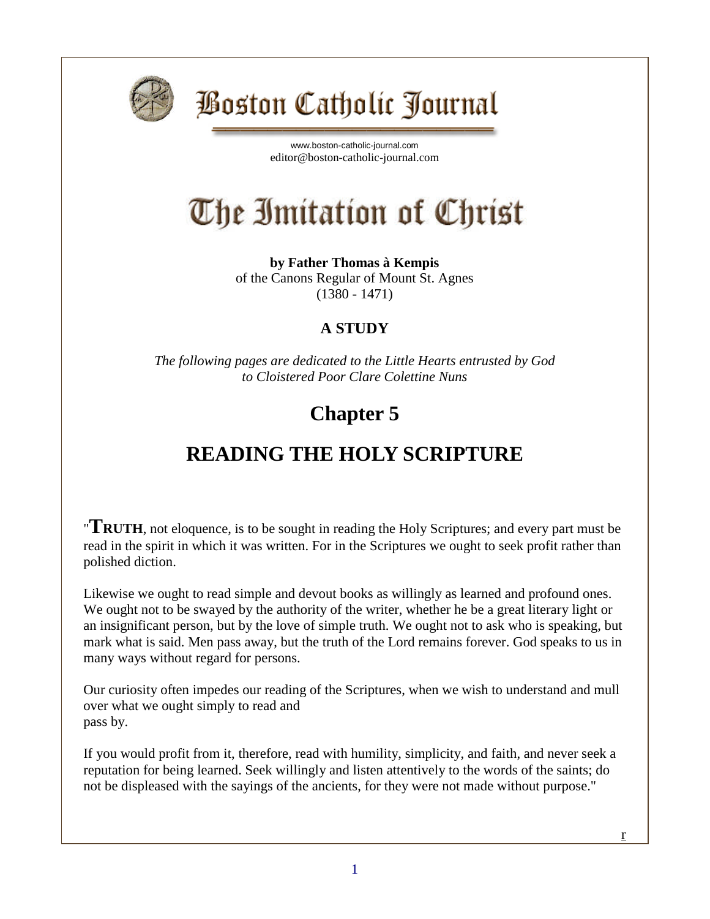# Boston Catholic Journal

www.boston-catholic-journal.com
editor@boston-catholic-journal.com

# The Imitation of Christ

**by Father Thomas à Kempis**
of the Canons Regular of Mount St. Agnes
(1380 - 1471)

**A STUDY**

*The following pages are dedicated to the Little Hearts entrusted by God to Cloistered Poor Clare Colettine Nuns*

## Chapter 5

## READING THE HOLY SCRIPTURE

"**TRUTH**, not eloquence, is to be sought in reading the Holy Scriptures; and every part must be read in the spirit in which it was written. For in the Scriptures we ought to seek profit rather than polished diction.

Likewise we ought to read simple and devout books as willingly as learned and profound ones. We ought not to be swayed by the authority of the writer, whether he be a great literary light or an insignificant person, but by the love of simple truth. We ought not to ask who is speaking, but mark what is said. Men pass away, but the truth of the Lord remains forever. God speaks to us in many ways without regard for persons.

Our curiosity often impedes our reading of the Scriptures, when we wish to understand and mull over what we ought simply to read and pass by.

If you would profit from it, therefore, read with humility, simplicity, and faith, and never seek a reputation for being learned. Seek willingly and listen attentively to the words of the saints; do not be displeased with the sayings of the ancients, for they were not made without purpose."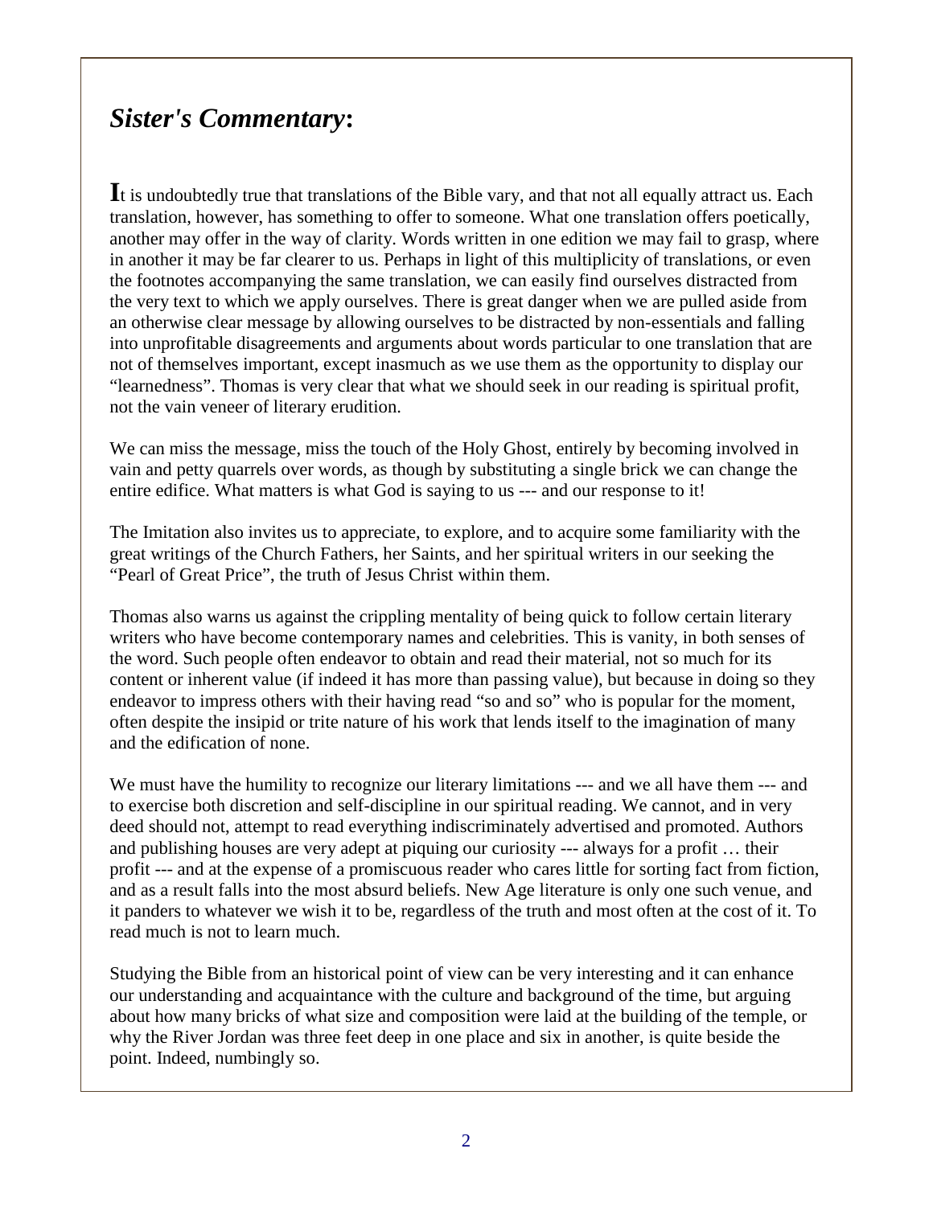## *Sister's Commentary***:**

**I**t is undoubtedly true that translations of the Bible vary, and that not all equally attract us. Each translation, however, has something to offer to someone. What one translation offers poetically, another may offer in the way of clarity. Words written in one edition we may fail to grasp, where in another it may be far clearer to us. Perhaps in light of this multiplicity of translations, or even the footnotes accompanying the same translation, we can easily find ourselves distracted from the very text to which we apply ourselves. There is great danger when we are pulled aside from an otherwise clear message by allowing ourselves to be distracted by non-essentials and falling into unprofitable disagreements and arguments about words particular to one translation that are not of themselves important, except inasmuch as we use them as the opportunity to display our "learnedness". Thomas is very clear that what we should seek in our reading is spiritual profit, not the vain veneer of literary erudition.

We can miss the message, miss the touch of the Holy Ghost, entirely by becoming involved in vain and petty quarrels over words, as though by substituting a single brick we can change the entire edifice. What matters is what God is saying to us --- and our response to it!

The Imitation also invites us to appreciate, to explore, and to acquire some familiarity with the great writings of the Church Fathers, her Saints, and her spiritual writers in our seeking the "Pearl of Great Price", the truth of Jesus Christ within them.

Thomas also warns us against the crippling mentality of being quick to follow certain literary writers who have become contemporary names and celebrities. This is vanity, in both senses of the word. Such people often endeavor to obtain and read their material, not so much for its content or inherent value (if indeed it has more than passing value), but because in doing so they endeavor to impress others with their having read "so and so" who is popular for the moment, often despite the insipid or trite nature of his work that lends itself to the imagination of many and the edification of none.

We must have the humility to recognize our literary limitations --- and we all have them --- and to exercise both discretion and self-discipline in our spiritual reading. We cannot, and in very deed should not, attempt to read everything indiscriminately advertised and promoted. Authors and publishing houses are very adept at piquing our curiosity --- always for a profit … their profit --- and at the expense of a promiscuous reader who cares little for sorting fact from fiction, and as a result falls into the most absurd beliefs. New Age literature is only one such venue, and it panders to whatever we wish it to be, regardless of the truth and most often at the cost of it. To read much is not to learn much.

Studying the Bible from an historical point of view can be very interesting and it can enhance our understanding and acquaintance with the culture and background of the time, but arguing about how many bricks of what size and composition were laid at the building of the temple, or why the River Jordan was three feet deep in one place and six in another, is quite beside the point. Indeed, numbingly so.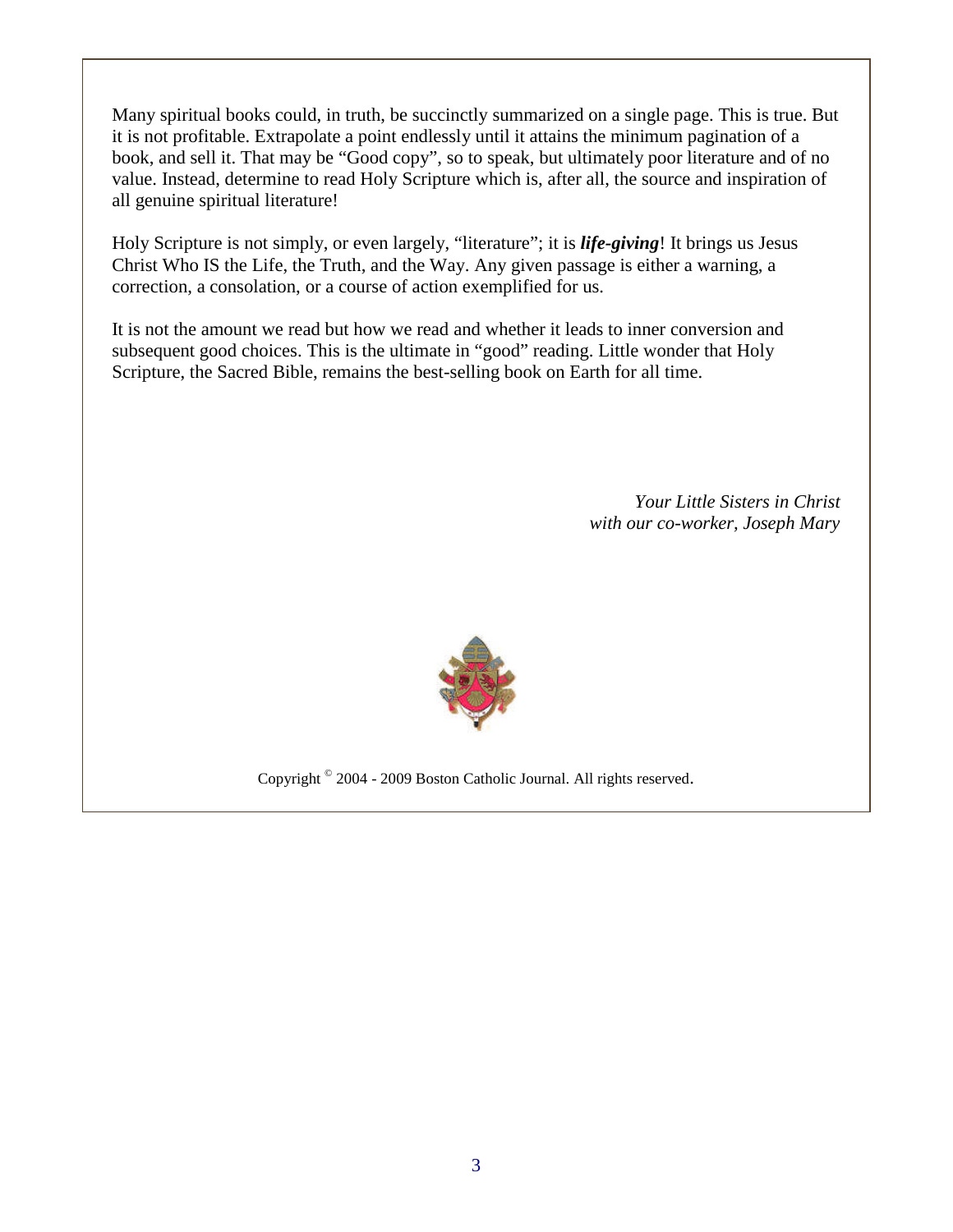Many spiritual books could, in truth, be succinctly summarized on a single page. This is true. But it is not profitable. Extrapolate a point endlessly until it attains the minimum pagination of a book, and sell it. That may be "Good copy", so to speak, but ultimately poor literature and of no value. Instead, determine to read Holy Scripture which is, after all, the source and inspiration of all genuine spiritual literature!

Holy Scripture is not simply, or even largely, "literature"; it is ***life-giving***! It brings us Jesus Christ Who IS the Life, the Truth, and the Way. Any given passage is either a warning, a correction, a consolation, or a course of action exemplified for us.

It is not the amount we read but how we read and whether it leads to inner conversion and subsequent good choices. This is the ultimate in "good" reading. Little wonder that Holy Scripture, the Sacred Bible, remains the best-selling book on Earth for all time.

*Your Little Sisters in Christ*
*with our co-worker, Joseph Mary*

Copyright © 2004 - 2009 Boston Catholic Journal. All rights reserved.